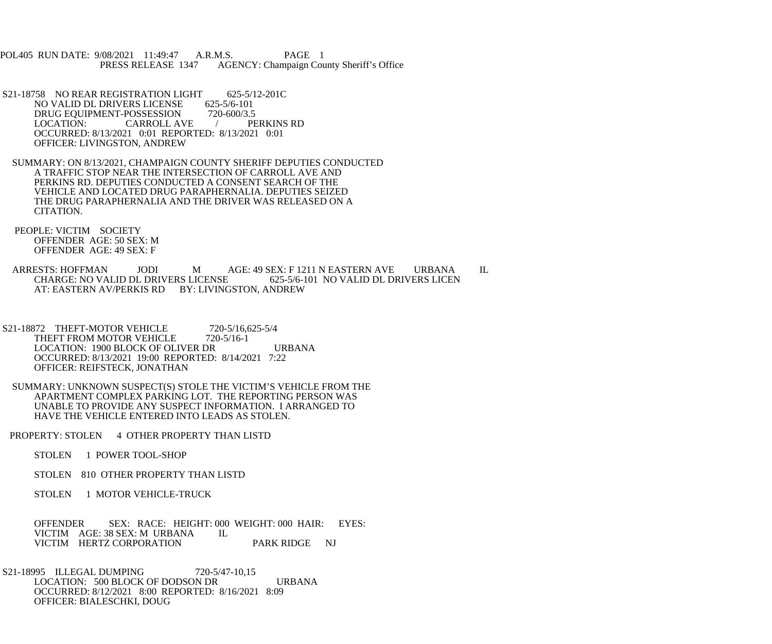POL405 RUN DATE: 9/08/2021 11:49:47 A.R.M.S. PAGE 1
PRESS RELEASE 1347 AGENCY: Champaign County Sheriff's Office

S21-18758 NO REAR REGISTRATION LIGHT 625-5/12-201C
NO VALID DL DRIVERS LICENSE 625-5/6-101
DRUG EQUIPMENT-POSSESSION 720-600/3.5
LOCATION: CARROLL AVE / PERKINS RD
OCCURRED: 8/13/2021 0:01 REPORTED: 8/13/2021 0:01
OFFICER: LIVINGSTON, ANDREW

SUMMARY: ON 8/13/2021, CHAMPAIGN COUNTY SHERIFF DEPUTIES CONDUCTED A TRAFFIC STOP NEAR THE INTERSECTION OF CARROLL AVE AND PERKINS RD. DEPUTIES CONDUCTED A CONSENT SEARCH OF THE VEHICLE AND LOCATED DRUG PARAPHERNALIA. DEPUTIES SEIZED THE DRUG PARAPHERNALIA AND THE DRIVER WAS RELEASED ON A CITATION.

PEOPLE: VICTIM SOCIETY
OFFENDER AGE: 50 SEX: M
OFFENDER AGE: 49 SEX: F

ARRESTS: HOFFMAN JODI M AGE: 49 SEX: F 1211 N EASTERN AVE URBANA IL
CHARGE: NO VALID DL DRIVERS LICENSE 625-5/6-101 NO VALID DL DRIVERS LICEN
AT: EASTERN AV/PERKIS RD BY: LIVINGSTON, ANDREW

S21-18872 THEFT-MOTOR VEHICLE 720-5/16,625-5/4
THEFT FROM MOTOR VEHICLE 720-5/16-1
LOCATION: 1900 BLOCK OF OLIVER DR URBANA
OCCURRED: 8/13/2021 19:00 REPORTED: 8/14/2021 7:22
OFFICER: REIFSTECK, JONATHAN

SUMMARY: UNKNOWN SUSPECT(S) STOLE THE VICTIM'S VEHICLE FROM THE APARTMENT COMPLEX PARKING LOT. THE REPORTING PERSON WAS UNABLE TO PROVIDE ANY SUSPECT INFORMATION. I ARRANGED TO HAVE THE VEHICLE ENTERED INTO LEADS AS STOLEN.

PROPERTY: STOLEN 4 OTHER PROPERTY THAN LISTD

STOLEN 1 POWER TOOL-SHOP

STOLEN 810 OTHER PROPERTY THAN LISTD

STOLEN 1 MOTOR VEHICLE-TRUCK

OFFENDER SEX: RACE: HEIGHT: 000 WEIGHT: 000 HAIR: EYES:
VICTIM AGE: 38 SEX: M URBANA IL
VICTIM HERTZ CORPORATION PARK RIDGE NJ

S21-18995 ILLEGAL DUMPING 720-5/47-10,15
LOCATION: 500 BLOCK OF DODSON DR URBANA
OCCURRED: 8/12/2021 8:00 REPORTED: 8/16/2021 8:09
OFFICER: BIALESCHKI, DOUG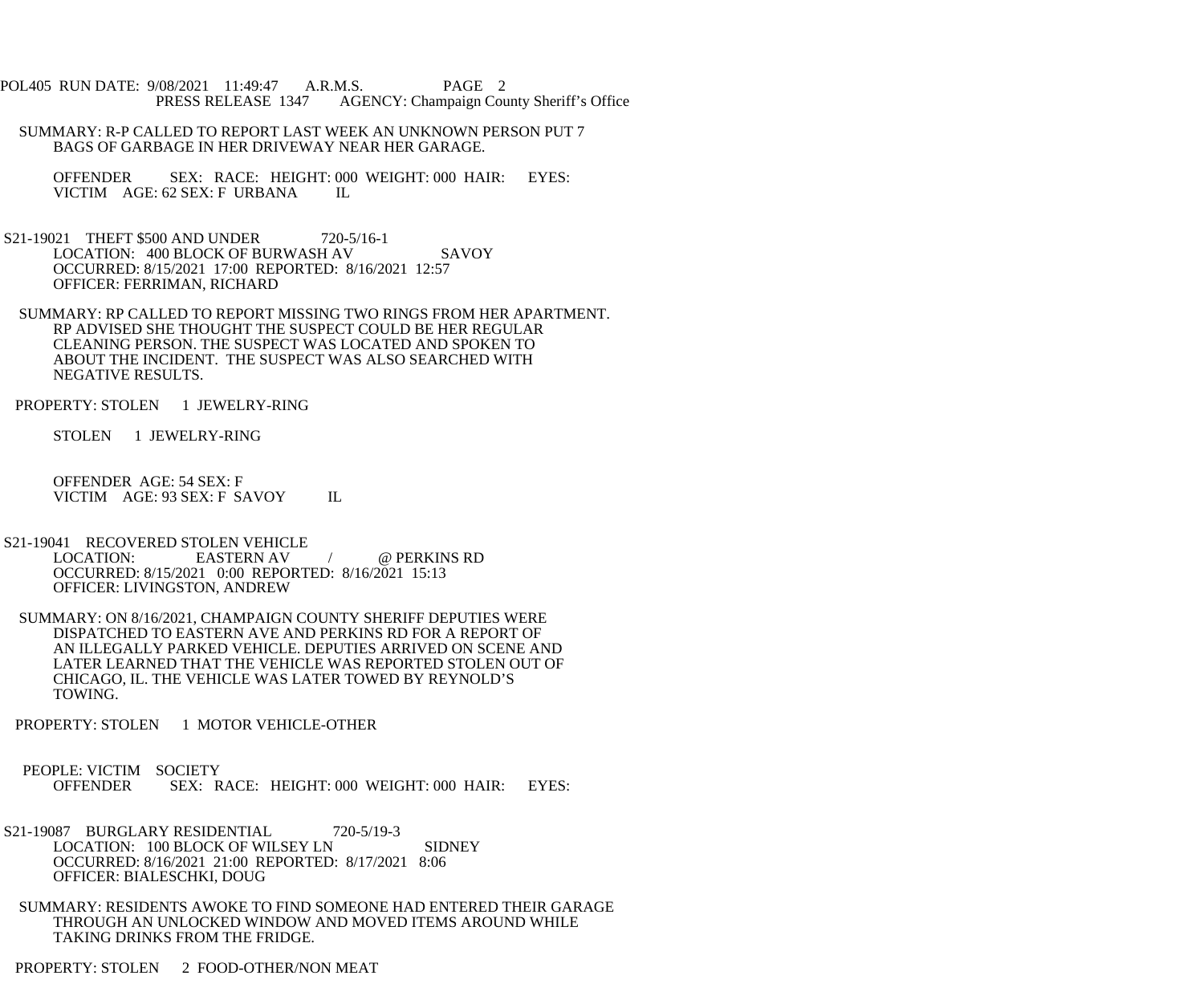POL405 RUN DATE: 9/08/2021 11:49:47 A.R.M.S. PAGE 2
PRESS RELEASE 1347 AGENCY: Champaign County Sheriff's Office

SUMMARY: R-P CALLED TO REPORT LAST WEEK AN UNKNOWN PERSON PUT 7 BAGS OF GARBAGE IN HER DRIVEWAY NEAR HER GARAGE.

OFFENDER SEX: RACE: HEIGHT: 000 WEIGHT: 000 HAIR: EYES:
VICTIM AGE: 62 SEX: F URBANA IL

S21-19021 THEFT $500 AND UNDER 720-5/16-1
LOCATION: 400 BLOCK OF BURWASH AV SAVOY
OCCURRED: 8/15/2021 17:00 REPORTED: 8/16/2021 12:57
OFFICER: FERRIMAN, RICHARD

SUMMARY: RP CALLED TO REPORT MISSING TWO RINGS FROM HER APARTMENT. RP ADVISED SHE THOUGHT THE SUSPECT COULD BE HER REGULAR CLEANING PERSON. THE SUSPECT WAS LOCATED AND SPOKEN TO ABOUT THE INCIDENT. THE SUSPECT WAS ALSO SEARCHED WITH NEGATIVE RESULTS.

PROPERTY: STOLEN 1 JEWELRY-RING

STOLEN 1 JEWELRY-RING

OFFENDER AGE: 54 SEX: F
VICTIM AGE: 93 SEX: F SAVOY IL

S21-19041 RECOVERED STOLEN VEHICLE
LOCATION: EASTERN AV / @ PERKINS RD
OCCURRED: 8/15/2021 0:00 REPORTED: 8/16/2021 15:13
OFFICER: LIVINGSTON, ANDREW

SUMMARY: ON 8/16/2021, CHAMPAIGN COUNTY SHERIFF DEPUTIES WERE DISPATCHED TO EASTERN AVE AND PERKINS RD FOR A REPORT OF AN ILLEGALLY PARKED VEHICLE. DEPUTIES ARRIVED ON SCENE AND LATER LEARNED THAT THE VEHICLE WAS REPORTED STOLEN OUT OF CHICAGO, IL. THE VEHICLE WAS LATER TOWED BY REYNOLD'S TOWING.

PROPERTY: STOLEN 1 MOTOR VEHICLE-OTHER

PEOPLE: VICTIM SOCIETY
OFFENDER SEX: RACE: HEIGHT: 000 WEIGHT: 000 HAIR: EYES:

S21-19087 BURGLARY RESIDENTIAL 720-5/19-3
LOCATION: 100 BLOCK OF WILSEY LN SIDNEY
OCCURRED: 8/16/2021 21:00 REPORTED: 8/17/2021 8:06
OFFICER: BIALESCHKI, DOUG

SUMMARY: RESIDENTS AWOKE TO FIND SOMEONE HAD ENTERED THEIR GARAGE THROUGH AN UNLOCKED WINDOW AND MOVED ITEMS AROUND WHILE TAKING DRINKS FROM THE FRIDGE.

PROPERTY: STOLEN 2 FOOD-OTHER/NON MEAT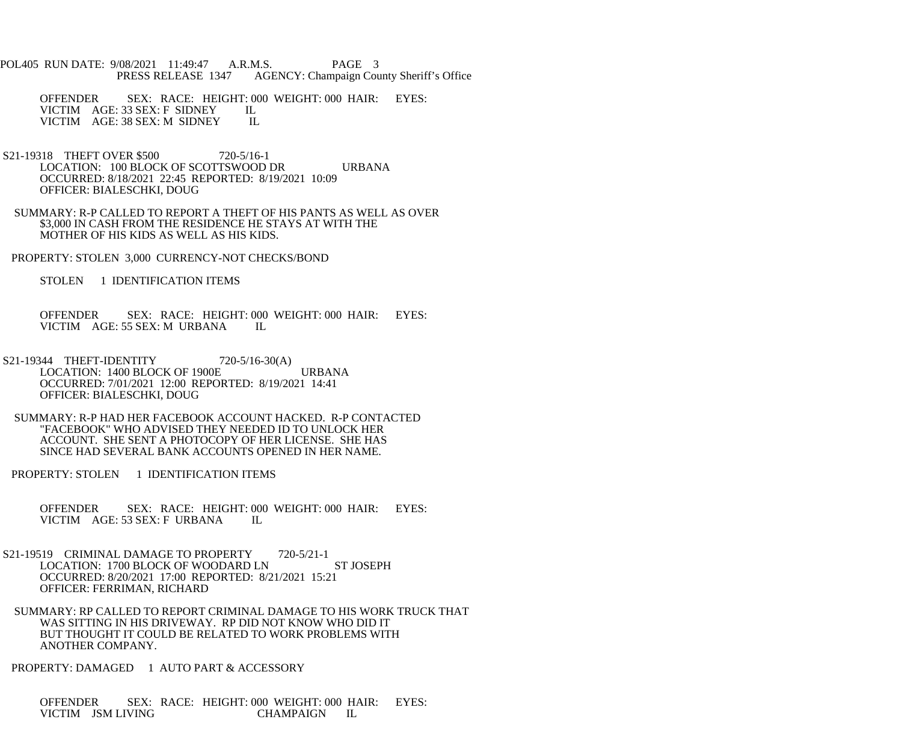OFFENDER SEX: RACE: HEIGHT: 000 WEIGHT: 000 HAIR: EYES:
VICTIM AGE: 33 SEX: F SIDNEY IL
VICTIM AGE: 38 SEX: M SIDNEY IL

S21-19318 THEFT OVER $500 720-5/16-1
LOCATION: 100 BLOCK OF SCOTTSWOOD DR URBANA
OCCURRED: 8/18/2021 22:45 REPORTED: 8/19/2021 10:09
OFFICER: BIALESCHKI, DOUG

SUMMARY: R-P CALLED TO REPORT A THEFT OF HIS PANTS AS WELL AS OVER $3,000 IN CASH FROM THE RESIDENCE HE STAYS AT WITH THE MOTHER OF HIS KIDS AS WELL AS HIS KIDS.

PROPERTY: STOLEN 3,000 CURRENCY-NOT CHECKS/BOND

STOLEN 1 IDENTIFICATION ITEMS

OFFENDER SEX: RACE: HEIGHT: 000 WEIGHT: 000 HAIR: EYES:
VICTIM AGE: 55 SEX: M URBANA IL

S21-19344 THEFT-IDENTITY 720-5/16-30(A)
LOCATION: 1400 BLOCK OF 1900E URBANA
OCCURRED: 7/01/2021 12:00 REPORTED: 8/19/2021 14:41
OFFICER: BIALESCHKI, DOUG

SUMMARY: R-P HAD HER FACEBOOK ACCOUNT HACKED. R-P CONTACTED "FACEBOOK" WHO ADVISED THEY NEEDED ID TO UNLOCK HER ACCOUNT. SHE SENT A PHOTOCOPY OF HER LICENSE. SHE HAS SINCE HAD SEVERAL BANK ACCOUNTS OPENED IN HER NAME.

PROPERTY: STOLEN 1 IDENTIFICATION ITEMS

OFFENDER SEX: RACE: HEIGHT: 000 WEIGHT: 000 HAIR: EYES:
VICTIM AGE: 53 SEX: F URBANA IL

S21-19519 CRIMINAL DAMAGE TO PROPERTY 720-5/21-1
LOCATION: 1700 BLOCK OF WOODARD LN ST JOSEPH
OCCURRED: 8/20/2021 17:00 REPORTED: 8/21/2021 15:21
OFFICER: FERRIMAN, RICHARD

SUMMARY: RP CALLED TO REPORT CRIMINAL DAMAGE TO HIS WORK TRUCK THAT WAS SITTING IN HIS DRIVEWAY. RP DID NOT KNOW WHO DID IT BUT THOUGHT IT COULD BE RELATED TO WORK PROBLEMS WITH ANOTHER COMPANY.

PROPERTY: DAMAGED 1 AUTO PART & ACCESSORY

OFFENDER SEX: RACE: HEIGHT: 000 WEIGHT: 000 HAIR: EYES:
VICTIM JSM LIVING CHAMPAIGN IL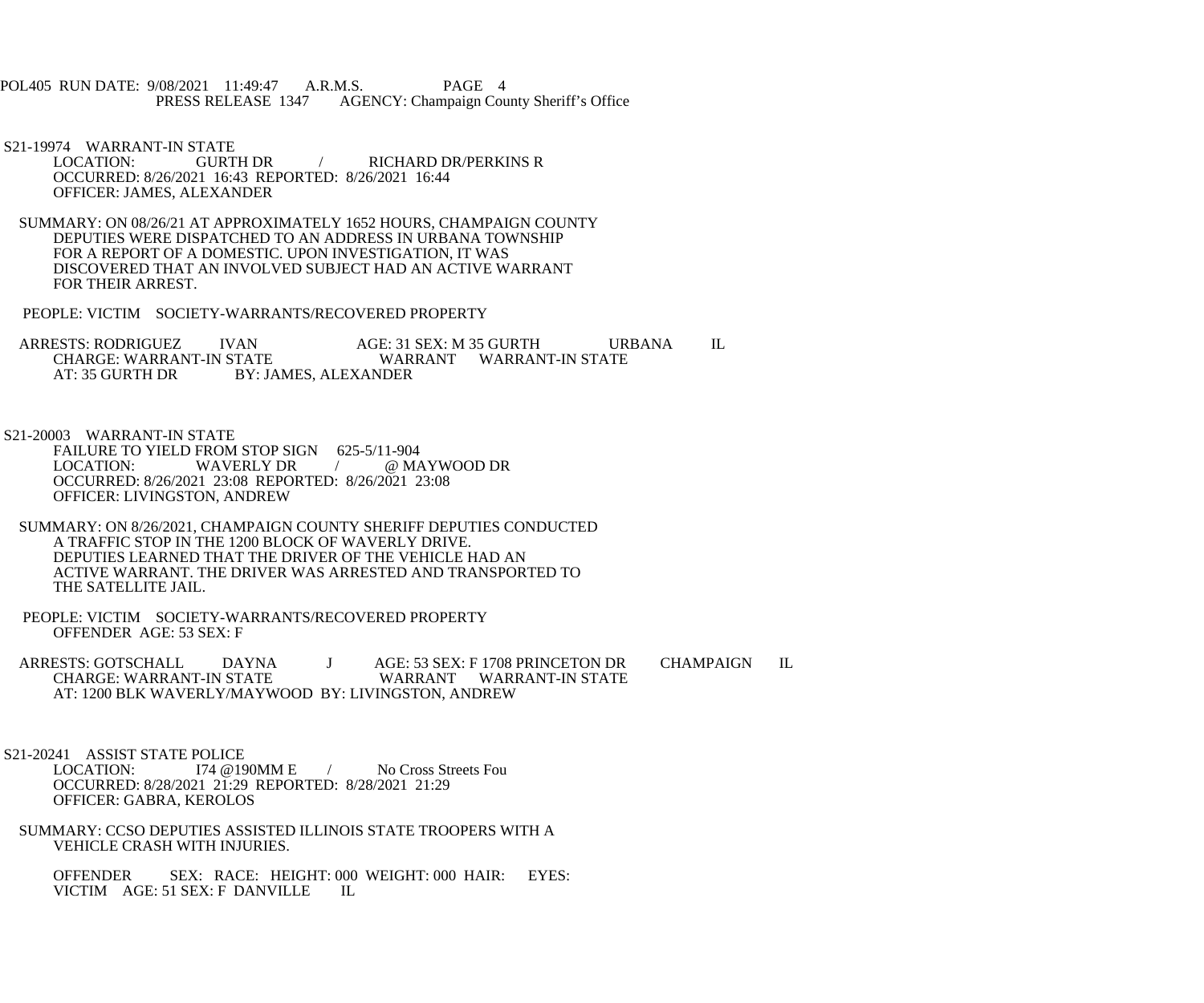S21-19974 WARRANT-IN STATE
LOCATION: GURTH DR / RICHARD DR/PERKINS R
OCCURRED: 8/26/2021 16:43 REPORTED: 8/26/2021 16:44
OFFICER: JAMES, ALEXANDER

SUMMARY: ON 08/26/21 AT APPROXIMATELY 1652 HOURS, CHAMPAIGN COUNTY DEPUTIES WERE DISPATCHED TO AN ADDRESS IN URBANA TOWNSHIP FOR A REPORT OF A DOMESTIC. UPON INVESTIGATION, IT WAS DISCOVERED THAT AN INVOLVED SUBJECT HAD AN ACTIVE WARRANT FOR THEIR ARREST.

PEOPLE: VICTIM SOCIETY-WARRANTS/RECOVERED PROPERTY

ARRESTS: RODRIGUEZ IVAN AGE: 31 SEX: M 35 GURTH URBANA IL
CHARGE: WARRANT-IN STATE WARRANT WARRANT-IN STATE
AT: 35 GURTH DR BY: JAMES, ALEXANDER

S21-20003 WARRANT-IN STATE
FAILURE TO YIELD FROM STOP SIGN 625-5/11-904
LOCATION: WAVERLY DR / @ MAYWOOD DR
OCCURRED: 8/26/2021 23:08 REPORTED: 8/26/2021 23:08
OFFICER: LIVINGSTON, ANDREW

SUMMARY: ON 8/26/2021, CHAMPAIGN COUNTY SHERIFF DEPUTIES CONDUCTED A TRAFFIC STOP IN THE 1200 BLOCK OF WAVERLY DRIVE. DEPUTIES LEARNED THAT THE DRIVER OF THE VEHICLE HAD AN ACTIVE WARRANT. THE DRIVER WAS ARRESTED AND TRANSPORTED TO THE SATELLITE JAIL.

PEOPLE: VICTIM SOCIETY-WARRANTS/RECOVERED PROPERTY
OFFENDER AGE: 53 SEX: F

ARRESTS: GOTSCHALL DAYNA J AGE: 53 SEX: F 1708 PRINCETON DR CHAMPAIGN IL
CHARGE: WARRANT-IN STATE WARRANT WARRANT-IN STATE
AT: 1200 BLK WAVERLY/MAYWOOD BY: LIVINGSTON, ANDREW

S21-20241 ASSIST STATE POLICE
LOCATION: I74 @190MM E / No Cross Streets Fou
OCCURRED: 8/28/2021 21:29 REPORTED: 8/28/2021 21:29
OFFICER: GABRA, KEROLOS

SUMMARY: CCSO DEPUTIES ASSISTED ILLINOIS STATE TROOPERS WITH A VEHICLE CRASH WITH INJURIES.

OFFENDER SEX: RACE: HEIGHT: 000 WEIGHT: 000 HAIR: EYES:
VICTIM AGE: 51 SEX: F DANVILLE IL